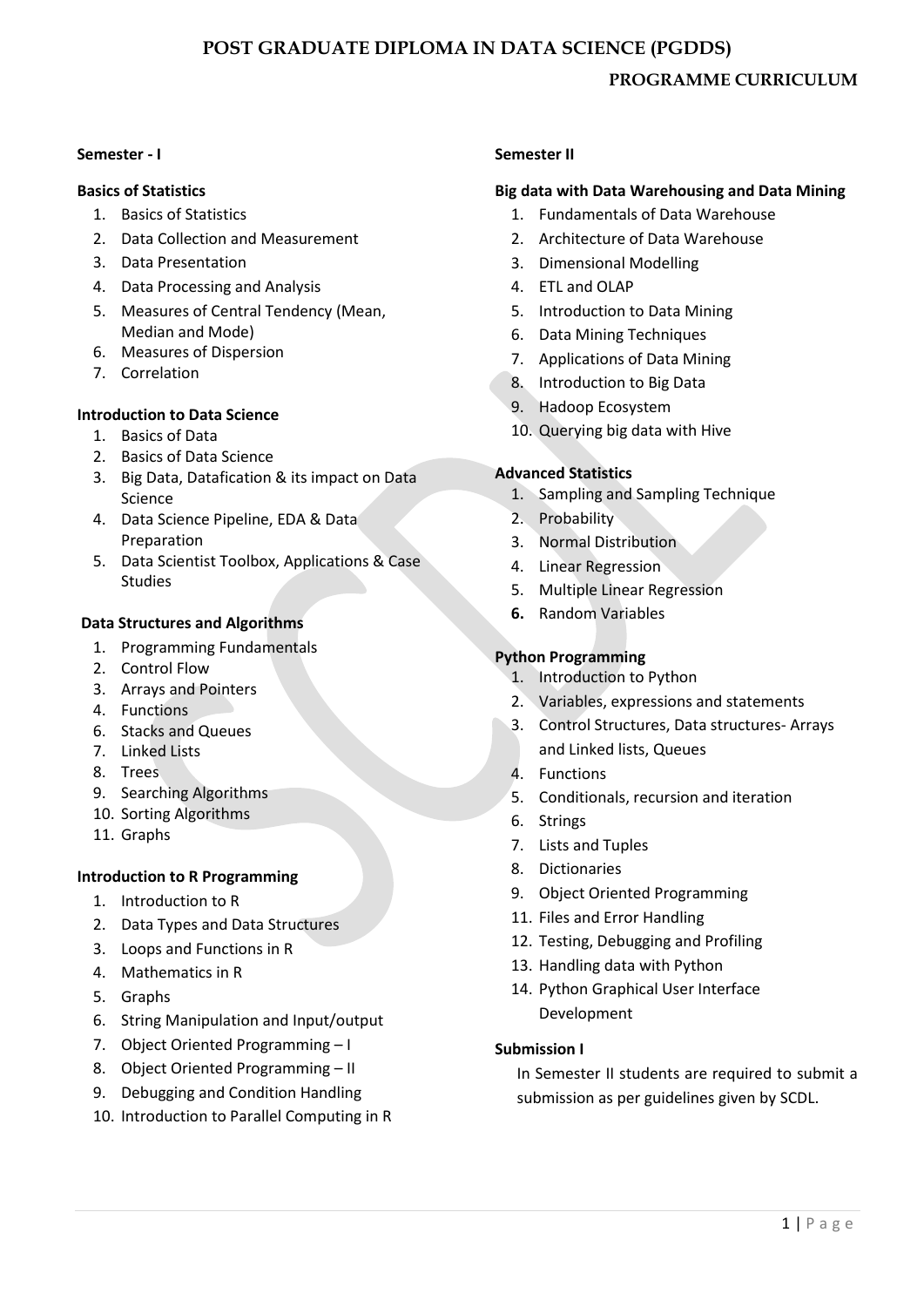# POST GRADUATE DIPLOMA IN DATA SCIENCE (PGDDS)

## PROGRAMME CURRICULUM

### Semester - I

**Basics of Statistics**

1. Basics of Statistics
2. Data Collection and Measurement
3. Data Presentation
4. Data Processing and Analysis
5. Measures of Central Tendency (Mean, Median and Mode)
6. Measures of Dispersion
7. Correlation

**Introduction to Data Science**

1. Basics of Data
2. Basics of Data Science
3. Big Data, Datafication & its impact on Data Science
4. Data Science Pipeline, EDA & Data Preparation
5. Data Scientist Toolbox, Applications & Case Studies

**Data Structures and Algorithms**

1. Programming Fundamentals
2. Control Flow
3. Arrays and Pointers
4. Functions
6. Stacks and Queues
7. Linked Lists
8. Trees
9. Searching Algorithms
10. Sorting Algorithms
11. Graphs

**Introduction to R Programming**

1. Introduction to R
2. Data Types and Data Structures
3. Loops and Functions in R
4. Mathematics in R
5. Graphs
6. String Manipulation and Input/output
7. Object Oriented Programming – I
8. Object Oriented Programming – II
9. Debugging and Condition Handling
10. Introduction to Parallel Computing in R

### Semester II

**Big data with Data Warehousing and Data Mining**

1. Fundamentals of Data Warehouse
2. Architecture of Data Warehouse
3. Dimensional Modelling
4. ETL and OLAP
5. Introduction to Data Mining
6. Data Mining Techniques
7. Applications of Data Mining
8. Introduction to Big Data
9. Hadoop Ecosystem
10. Querying big data with Hive

**Advanced Statistics**

1. Sampling and Sampling Technique
2. Probability
3. Normal Distribution
4. Linear Regression
5. Multiple Linear Regression
6. Random Variables

**Python Programming**

1. Introduction to Python
2. Variables, expressions and statements
3. Control Structures, Data structures- Arrays and Linked lists, Queues
4. Functions
5. Conditionals, recursion and iteration
6. Strings
7. Lists and Tuples
8. Dictionaries
9. Object Oriented Programming
11. Files and Error Handling
12. Testing, Debugging and Profiling
13. Handling data with Python
14. Python Graphical User Interface Development

**Submission I**

In Semester II students are required to submit a submission as per guidelines given by SCDL.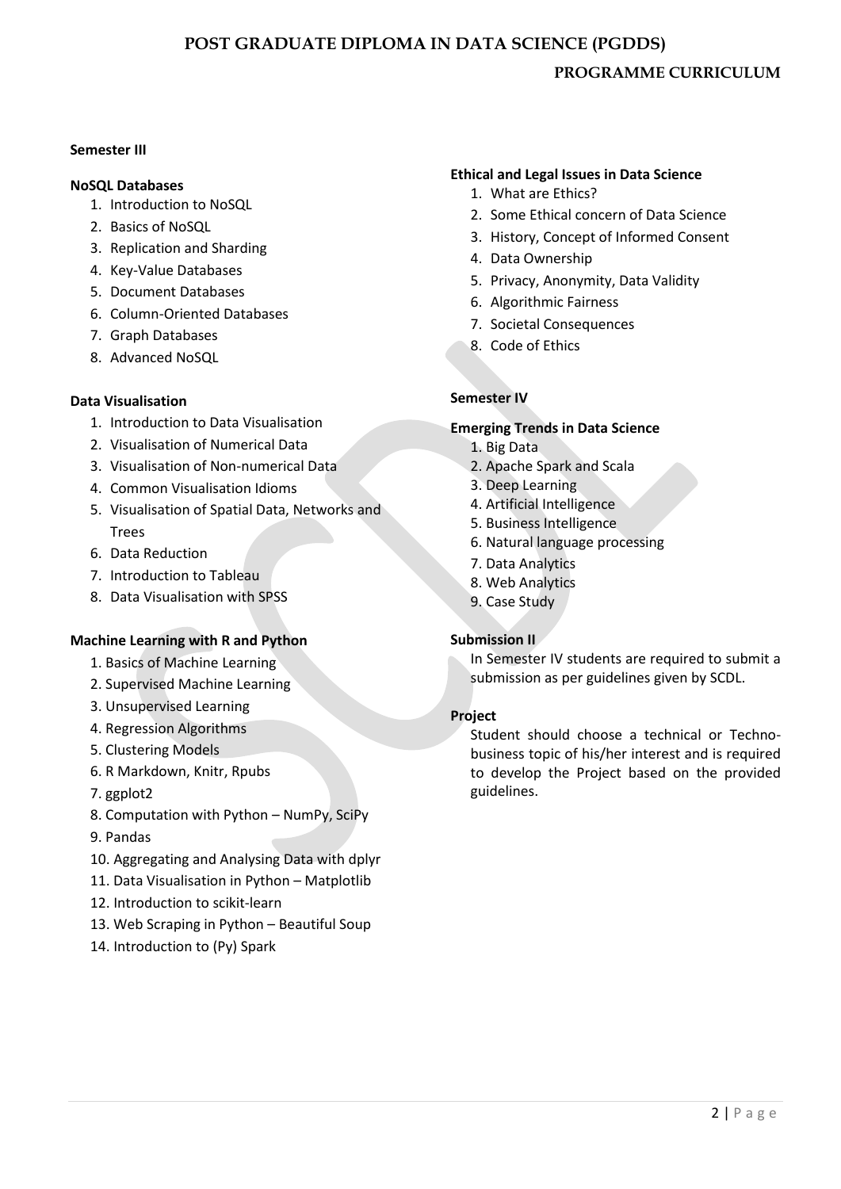### Semester III

**NoSQL Databases**

1. Introduction to NoSQL
2. Basics of NoSQL
3. Replication and Sharding
4. Key-Value Databases
5. Document Databases
6. Column-Oriented Databases
7. Graph Databases
8. Advanced NoSQL

**Data Visualisation**

1. Introduction to Data Visualisation
2. Visualisation of Numerical Data
3. Visualisation of Non-numerical Data
4. Common Visualisation Idioms
5. Visualisation of Spatial Data, Networks and Trees
6. Data Reduction
7. Introduction to Tableau
8. Data Visualisation with SPSS

**Machine Learning with R and Python**

1. Basics of Machine Learning
2. Supervised Machine Learning
3. Unsupervised Learning
4. Regression Algorithms
5. Clustering Models
6. R Markdown, Knitr, Rpubs
7. ggplot2
8. Computation with Python – NumPy, SciPy
9. Pandas
10. Aggregating and Analysing Data with dplyr
11. Data Visualisation in Python – Matplotlib
12. Introduction to scikit-learn
13. Web Scraping in Python – Beautiful Soup
14. Introduction to (Py) Spark

**Ethical and Legal Issues in Data Science**

1. What are Ethics?
2. Some Ethical concern of Data Science
3. History, Concept of Informed Consent
4. Data Ownership
5. Privacy, Anonymity, Data Validity
6. Algorithmic Fairness
7. Societal Consequences
8. Code of Ethics

### Semester IV

**Emerging Trends in Data Science**

1. Big Data
2. Apache Spark and Scala
3. Deep Learning
4. Artificial Intelligence
5. Business Intelligence
6. Natural language processing
7. Data Analytics
8. Web Analytics
9. Case Study

**Submission II**

In Semester IV students are required to submit a submission as per guidelines given by SCDL.

**Project**

Student should choose a technical or Techno-business topic of his/her interest and is required to develop the Project based on the provided guidelines.